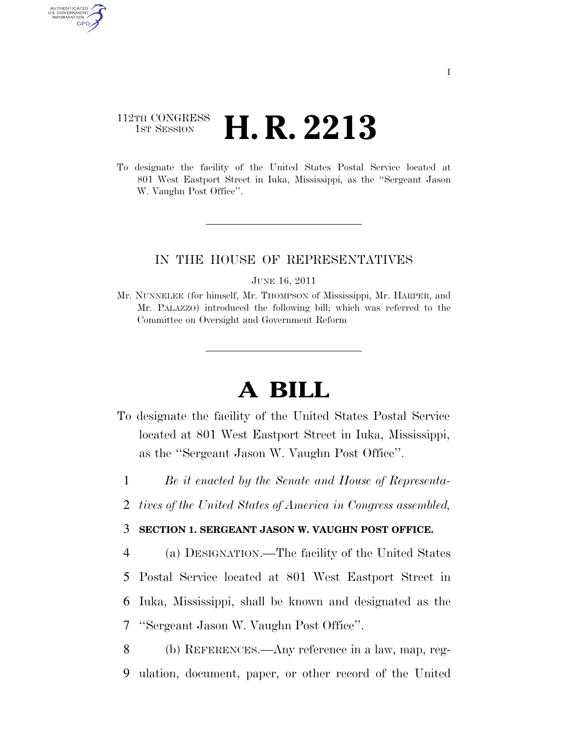112TH CONGRESS
1ST SESSION

# H. R. 2213

To designate the facility of the United States Postal Service located at 801 West Eastport Street in Iuka, Mississippi, as the "Sergeant Jason W. Vaughn Post Office".

---

IN THE HOUSE OF REPRESENTATIVES

JUNE 16, 2011

Mr. NUNNELEE (for himself, Mr. THOMPSON of Mississippi, Mr. HARPER, and Mr. PALAZZO) introduced the following bill; which was referred to the Committee on Oversight and Government Reform

---

# A BILL

To designate the facility of the United States Postal Service located at 801 West Eastport Street in Iuka, Mississippi, as the "Sergeant Jason W. Vaughn Post Office".

1 *Be it enacted by the Senate and House of Representa-*
2 *tives of the United States of America in Congress assembled,*

3 **SECTION 1. SERGEANT JASON W. VAUGHN POST OFFICE.**

4 (a) DESIGNATION.—The facility of the United States
5 Postal Service located at 801 West Eastport Street in
6 Iuka, Mississippi, shall be known and designated as the
7 "Sergeant Jason W. Vaughn Post Office".

8 (b) REFERENCES.—Any reference in a law, map, reg-
9 ulation, document, paper, or other record of the United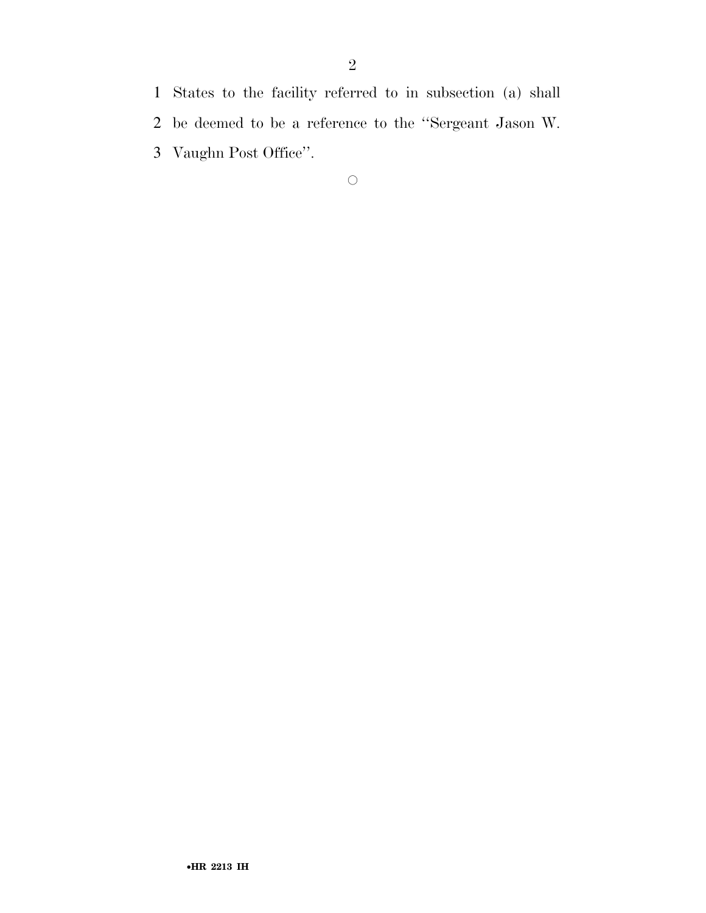States to the facility referred to in subsection (a) shall be deemed to be a reference to the "Sergeant Jason W. Vaughn Post Office".